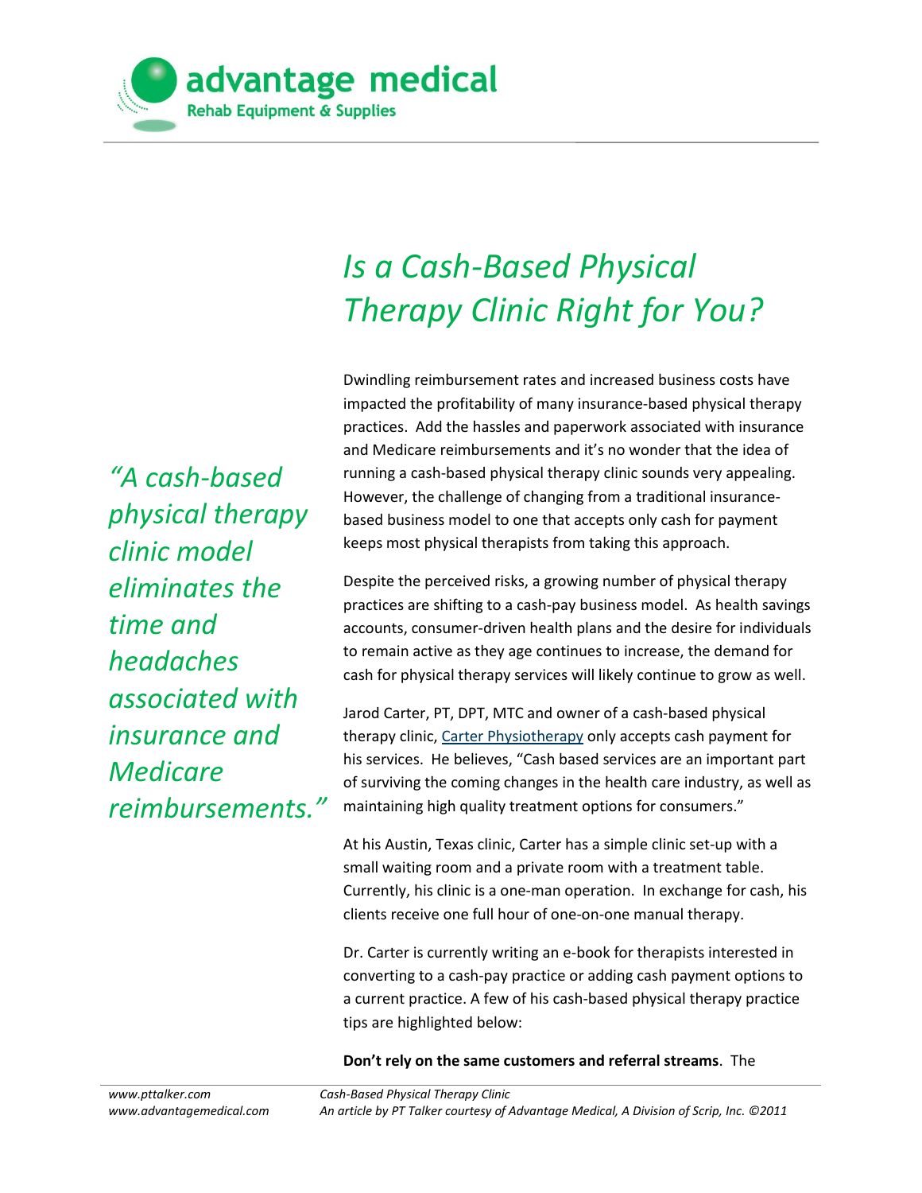# Is a Cash-Based Physical Therapy Clinic Right for You?

*"A cash-based physical therapy clinic model eliminates the time and headaches associated with insurance and Medicare reimbursements."*

Dwindling reimbursement rates and increased business costs have impacted the profitability of many insurance-based physical therapy practices. Add the hassles and paperwork associated with insurance and Medicare reimbursements and it's no wonder that the idea of running a cash-based physical therapy clinic sounds very appealing. However, the challenge of changing from a traditional insurance-based business model to one that accepts only cash for payment keeps most physical therapists from taking this approach.

Despite the perceived risks, a growing number of physical therapy practices are shifting to a cash-pay business model. As health savings accounts, consumer-driven health plans and the desire for individuals to remain active as they age continues to increase, the demand for cash for physical therapy services will likely continue to grow as well.

Jarod Carter, PT, DPT, MTC and owner of a cash-based physical therapy clinic, Carter Physiotherapy only accepts cash payment for his services. He believes, "Cash based services are an important part of surviving the coming changes in the health care industry, as well as maintaining high quality treatment options for consumers."

At his Austin, Texas clinic, Carter has a simple clinic set-up with a small waiting room and a private room with a treatment table. Currently, his clinic is a one-man operation. In exchange for cash, his clients receive one full hour of one-on-one manual therapy.

Dr. Carter is currently writing an e-book for therapists interested in converting to a cash-pay practice or adding cash payment options to a current practice. A few of his cash-based physical therapy practice tips are highlighted below:

**Don't rely on the same customers and referral streams**. The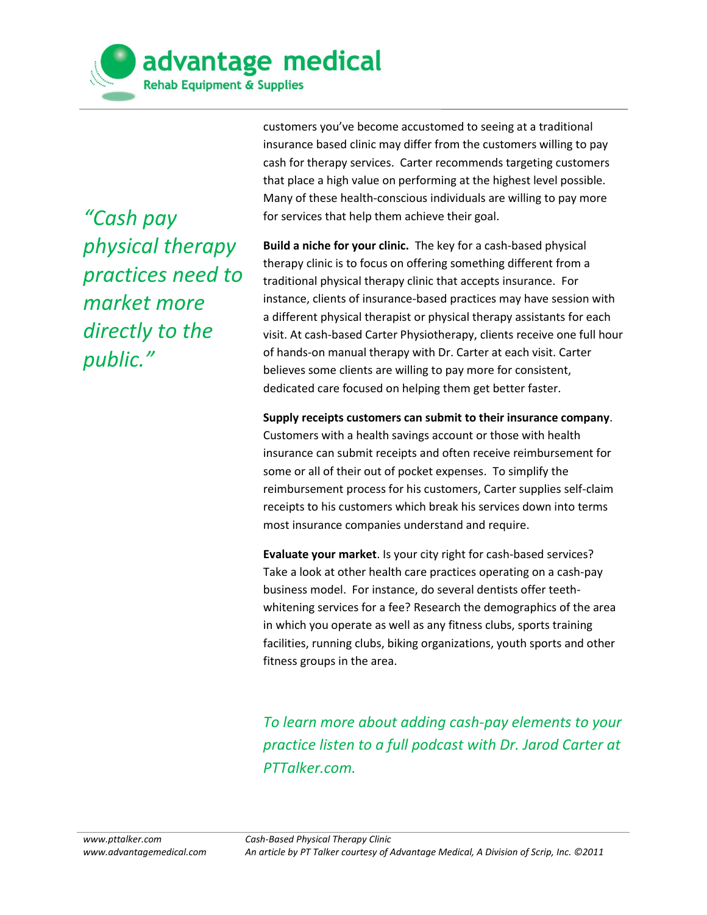customers you've become accustomed to seeing at a traditional insurance based clinic may differ from the customers willing to pay cash for therapy services. Carter recommends targeting customers that place a high value on performing at the highest level possible. Many of these health-conscious individuals are willing to pay more for services that help them achieve their goal.

*"Cash pay physical therapy practices need to market more directly to the public."*

**Build a niche for your clinic.** The key for a cash-based physical therapy clinic is to focus on offering something different from a traditional physical therapy clinic that accepts insurance. For instance, clients of insurance-based practices may have session with a different physical therapist or physical therapy assistants for each visit. At cash-based Carter Physiotherapy, clients receive one full hour of hands-on manual therapy with Dr. Carter at each visit. Carter believes some clients are willing to pay more for consistent, dedicated care focused on helping them get better faster.

**Supply receipts customers can submit to their insurance company**. Customers with a health savings account or those with health insurance can submit receipts and often receive reimbursement for some or all of their out of pocket expenses. To simplify the reimbursement process for his customers, Carter supplies self-claim receipts to his customers which break his services down into terms most insurance companies understand and require.

**Evaluate your market**. Is your city right for cash-based services? Take a look at other health care practices operating on a cash-pay business model. For instance, do several dentists offer teeth-whitening services for a fee? Research the demographics of the area in which you operate as well as any fitness clubs, sports training facilities, running clubs, biking organizations, youth sports and other fitness groups in the area.

*To learn more about adding cash-pay elements to your practice listen to a full podcast with Dr. Jarod Carter at PTTalker.com.*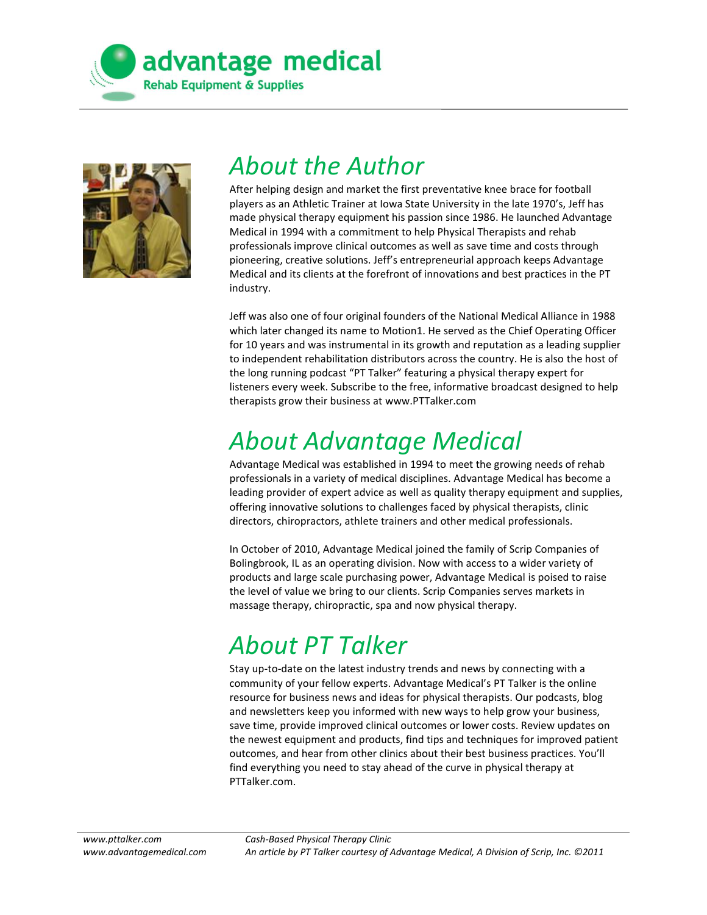# About the Author

After helping design and market the first preventative knee brace for football players as an Athletic Trainer at Iowa State University in the late 1970's, Jeff has made physical therapy equipment his passion since 1986. He launched Advantage Medical in 1994 with a commitment to help Physical Therapists and rehab professionals improve clinical outcomes as well as save time and costs through pioneering, creative solutions. Jeff's entrepreneurial approach keeps Advantage Medical and its clients at the forefront of innovations and best practices in the PT industry.

Jeff was also one of four original founders of the National Medical Alliance in 1988 which later changed its name to Motion1. He served as the Chief Operating Officer for 10 years and was instrumental in its growth and reputation as a leading supplier to independent rehabilitation distributors across the country. He is also the host of the long running podcast "PT Talker" featuring a physical therapy expert for listeners every week. Subscribe to the free, informative broadcast designed to help therapists grow their business at www.PTTalker.com

# About Advantage Medical

Advantage Medical was established in 1994 to meet the growing needs of rehab professionals in a variety of medical disciplines. Advantage Medical has become a leading provider of expert advice as well as quality therapy equipment and supplies, offering innovative solutions to challenges faced by physical therapists, clinic directors, chiropractors, athlete trainers and other medical professionals.

In October of 2010, Advantage Medical joined the family of Scrip Companies of Bolingbrook, IL as an operating division. Now with access to a wider variety of products and large scale purchasing power, Advantage Medical is poised to raise the level of value we bring to our clients. Scrip Companies serves markets in massage therapy, chiropractic, spa and now physical therapy.

# About PT Talker

Stay up-to-date on the latest industry trends and news by connecting with a community of your fellow experts. Advantage Medical's PT Talker is the online resource for business news and ideas for physical therapists. Our podcasts, blog and newsletters keep you informed with new ways to help grow your business, save time, provide improved clinical outcomes or lower costs. Review updates on the newest equipment and products, find tips and techniques for improved patient outcomes, and hear from other clinics about their best business practices. You'll find everything you need to stay ahead of the curve in physical therapy at PTTalker.com.